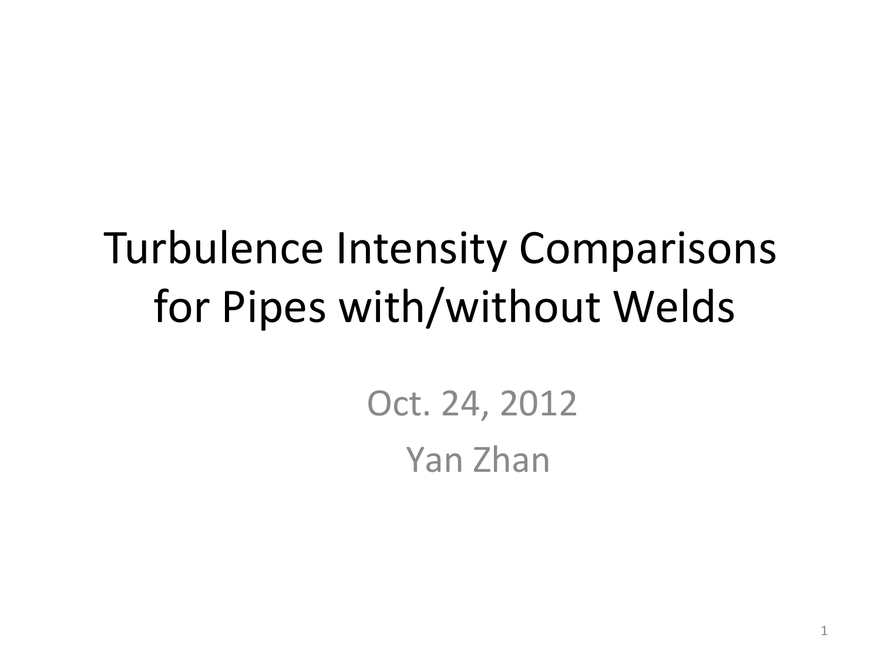# Turbulence Intensity Comparisons for Pipes with/without Welds

Oct. 24, 2012

Yan Zhan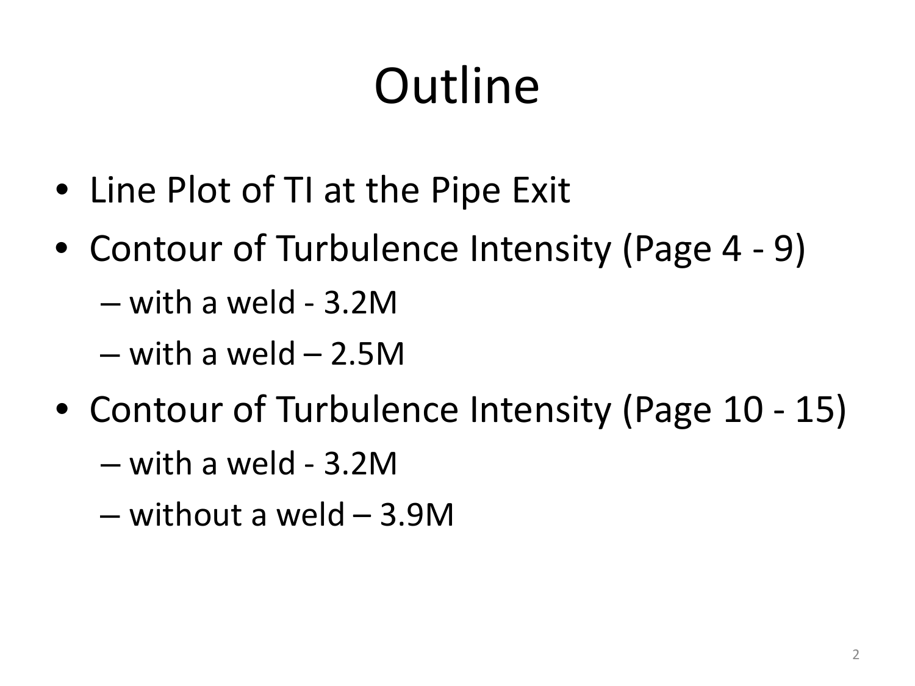# Outline

- Line Plot of TI at the Pipe Exit
- Contour of Turbulence Intensity (Page 4 - 9)
  - with a weld - 3.2M
  - with a weld – 2.5M
- Contour of Turbulence Intensity (Page 10 - 15)
  - with a weld - 3.2M
  - without a weld – 3.9M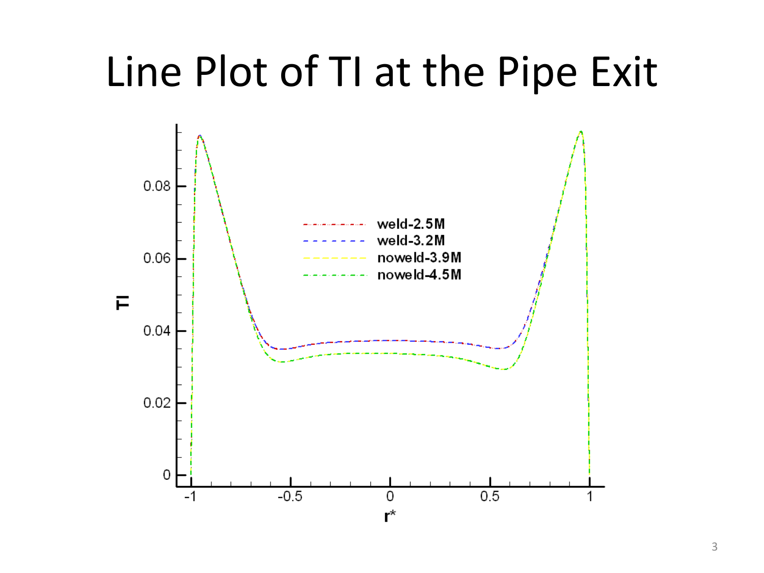# Line Plot of TI at the Pipe Exit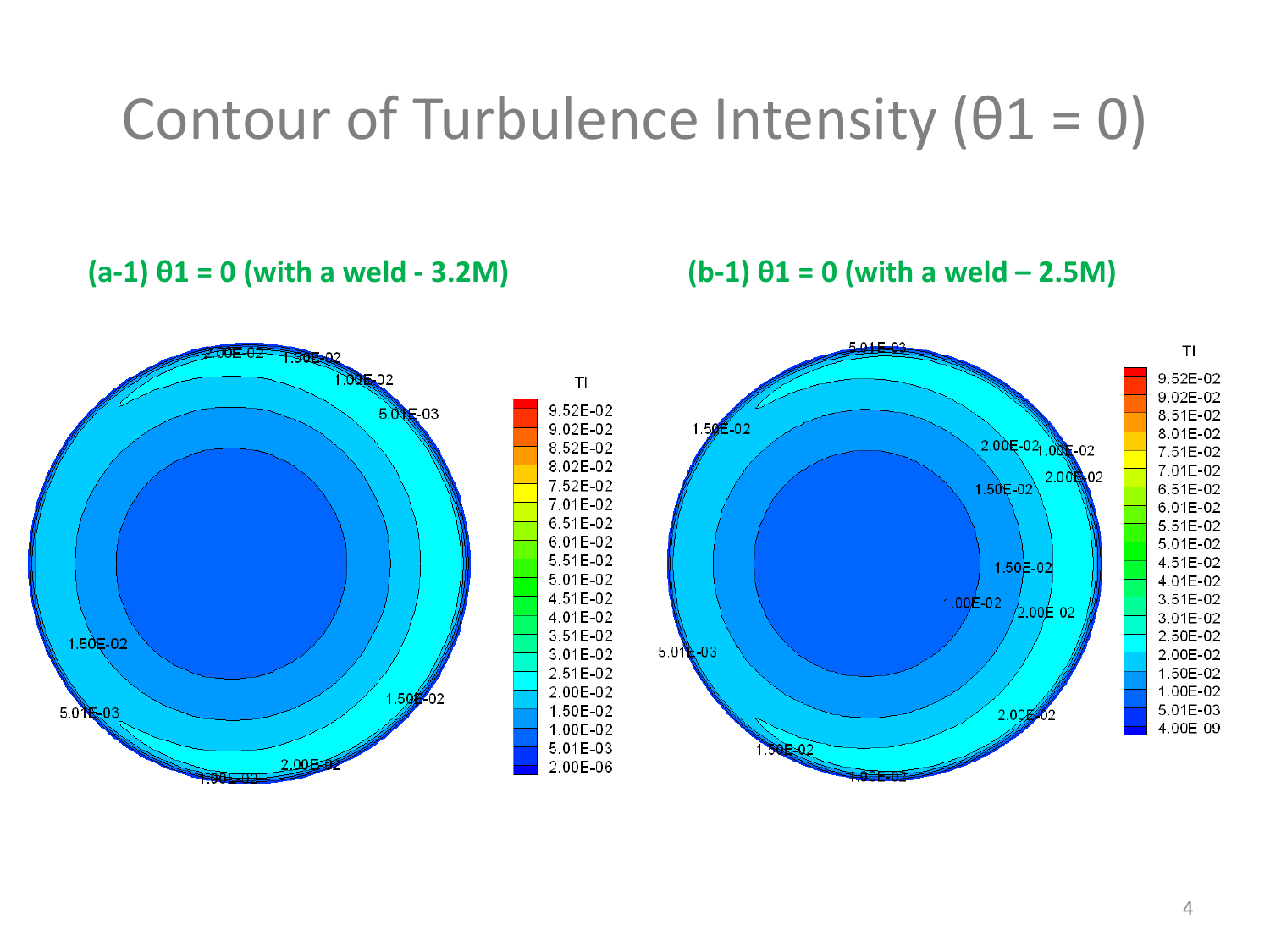# Contour of Turbulence Intensity (θ1 = 0)

**(a-1) θ1 = 0 (with a weld - 3.2M)**

**(b-1) θ1 = 0 (with a weld – 2.5M)**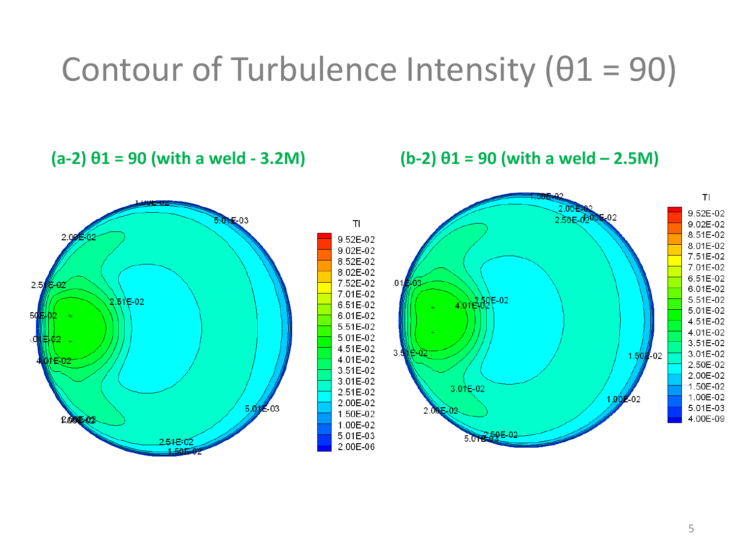# Contour of Turbulence Intensity (θ1 = 90)

**(a-2) θ1 = 90 (with a weld - 3.2M)**

**(b-2) θ1 = 90 (with a weld – 2.5M)**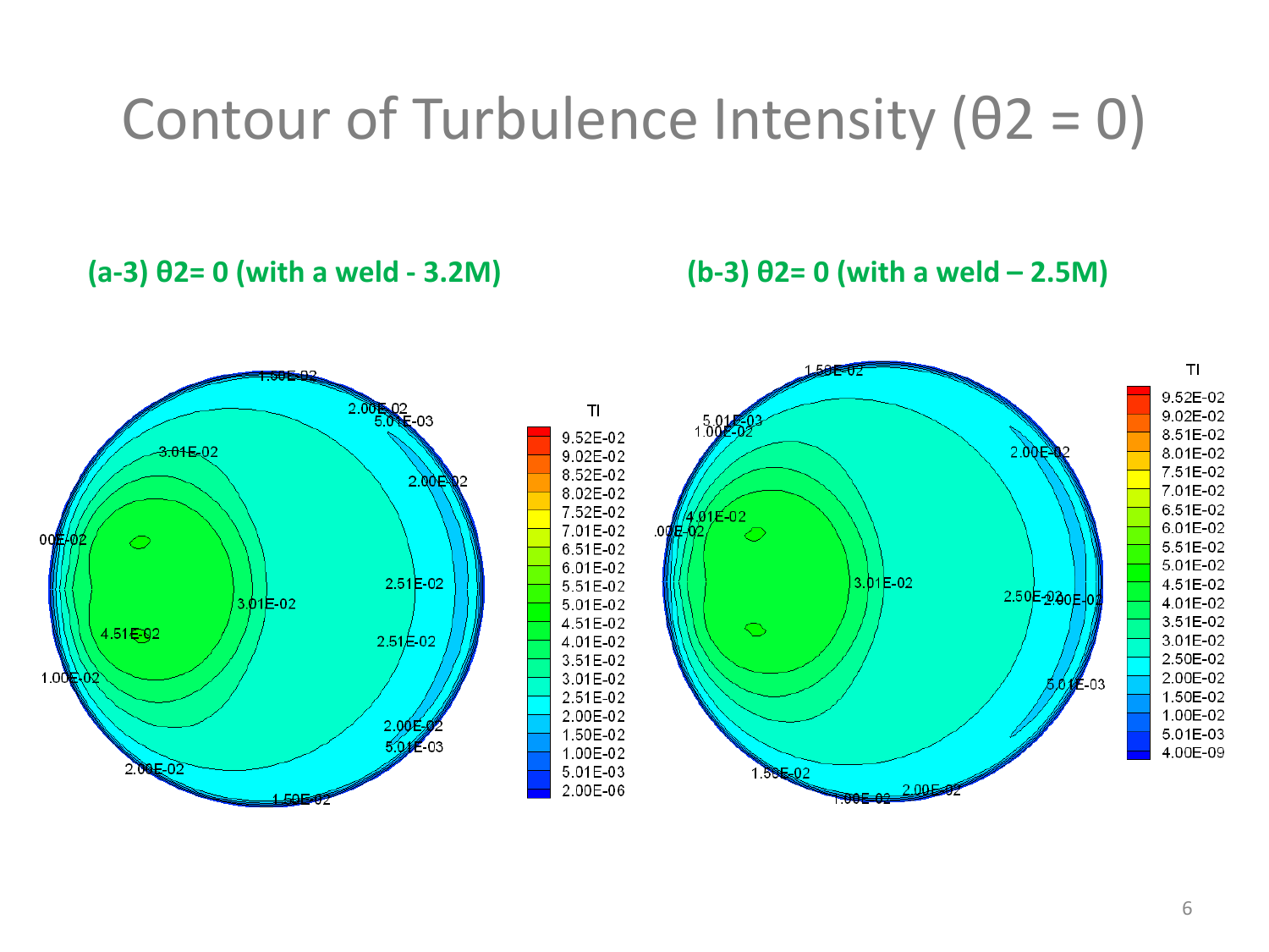# Contour of Turbulence Intensity ($\theta 2 = 0$)

**(a-3) θ2= 0 (with a weld - 3.2M)**

**(b-3) θ2= 0 (with a weld – 2.5M)**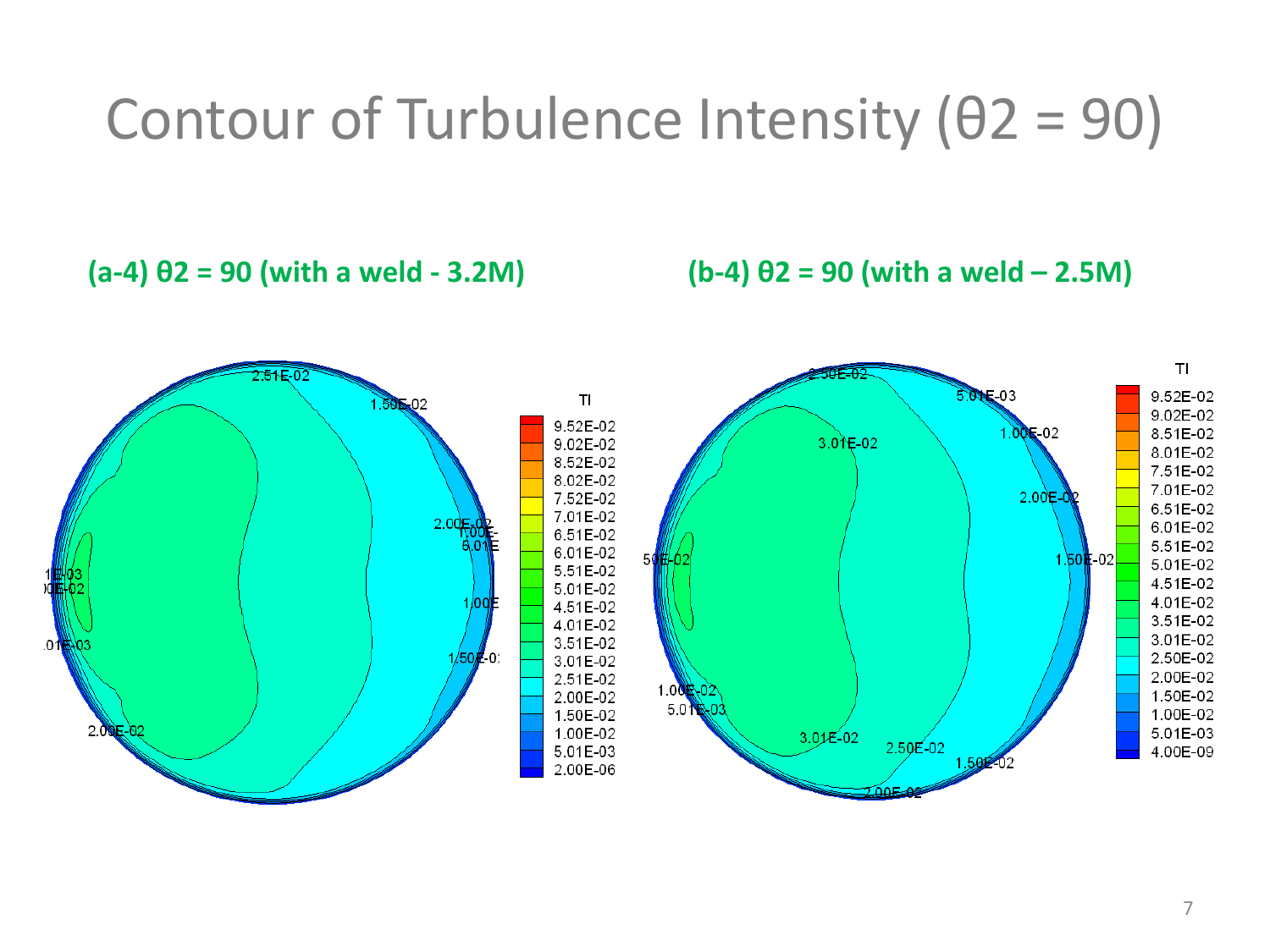# Contour of Turbulence Intensity (θ2 = 90)

**(a-4) θ2 = 90 (with a weld - 3.2M)**

**(b-4) θ2 = 90 (with a weld – 2.5M)**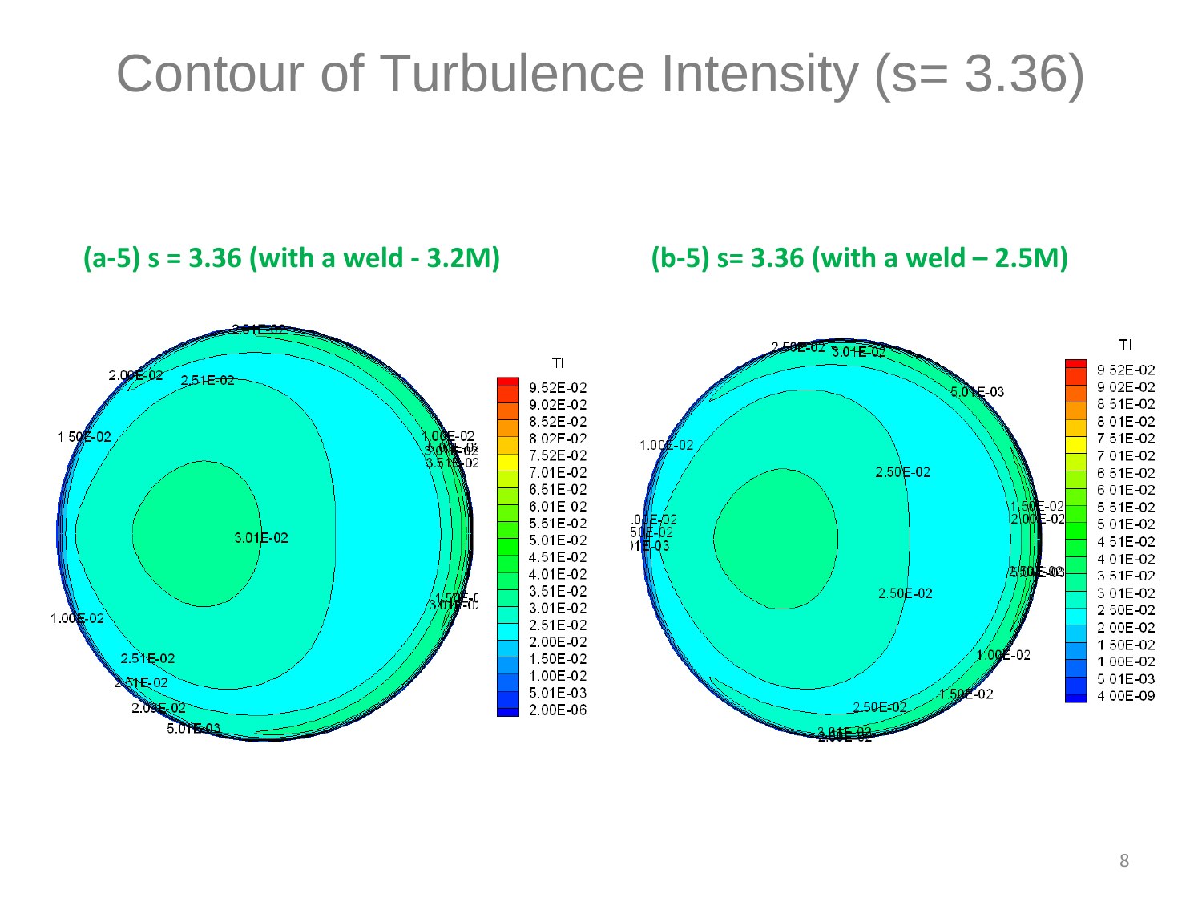# Contour of Turbulence Intensity (s= 3.36)

**(a-5) s = 3.36 (with a weld - 3.2M)**

**(b-5) s= 3.36 (with a weld – 2.5M)**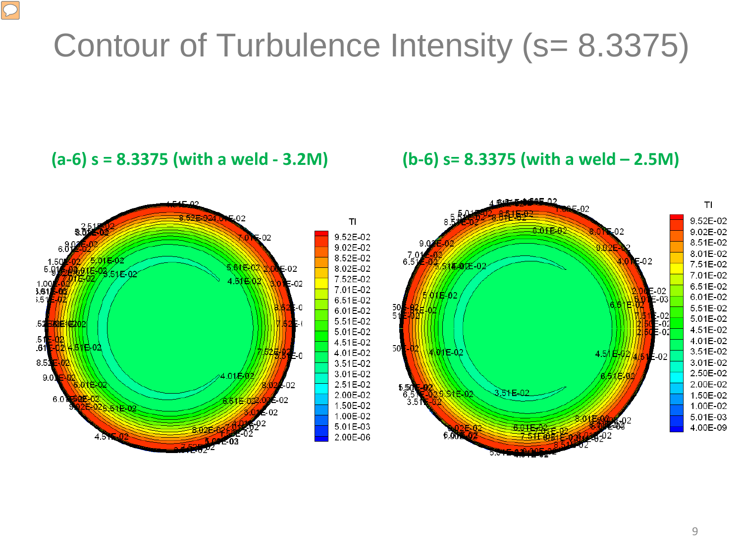# Contour of Turbulence Intensity (s= 8.3375)

**(a-6) s = 8.3375 (with a weld - 3.2M)**

**(b-6) s= 8.3375 (with a weld – 2.5M)**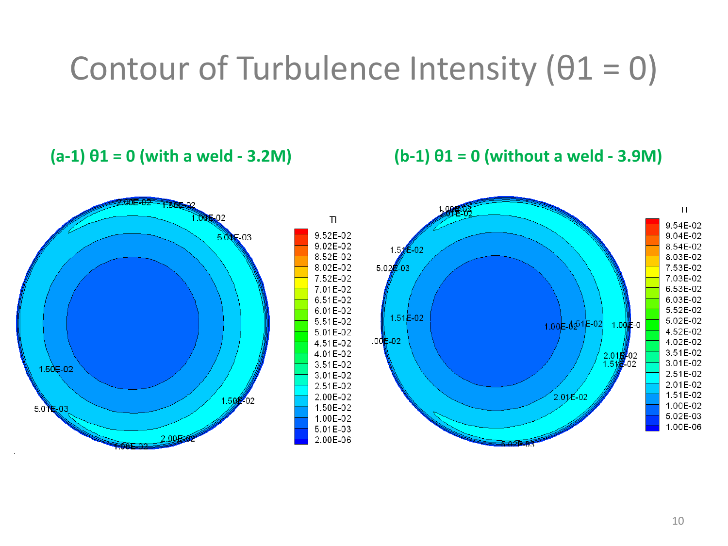# Contour of Turbulence Intensity ($\theta_1 = 0$)

**(a-1) $\theta_1 = 0$ (with a weld - 3.2M)**

**(b-1) $\theta_1 = 0$ (without a weld - 3.9M)**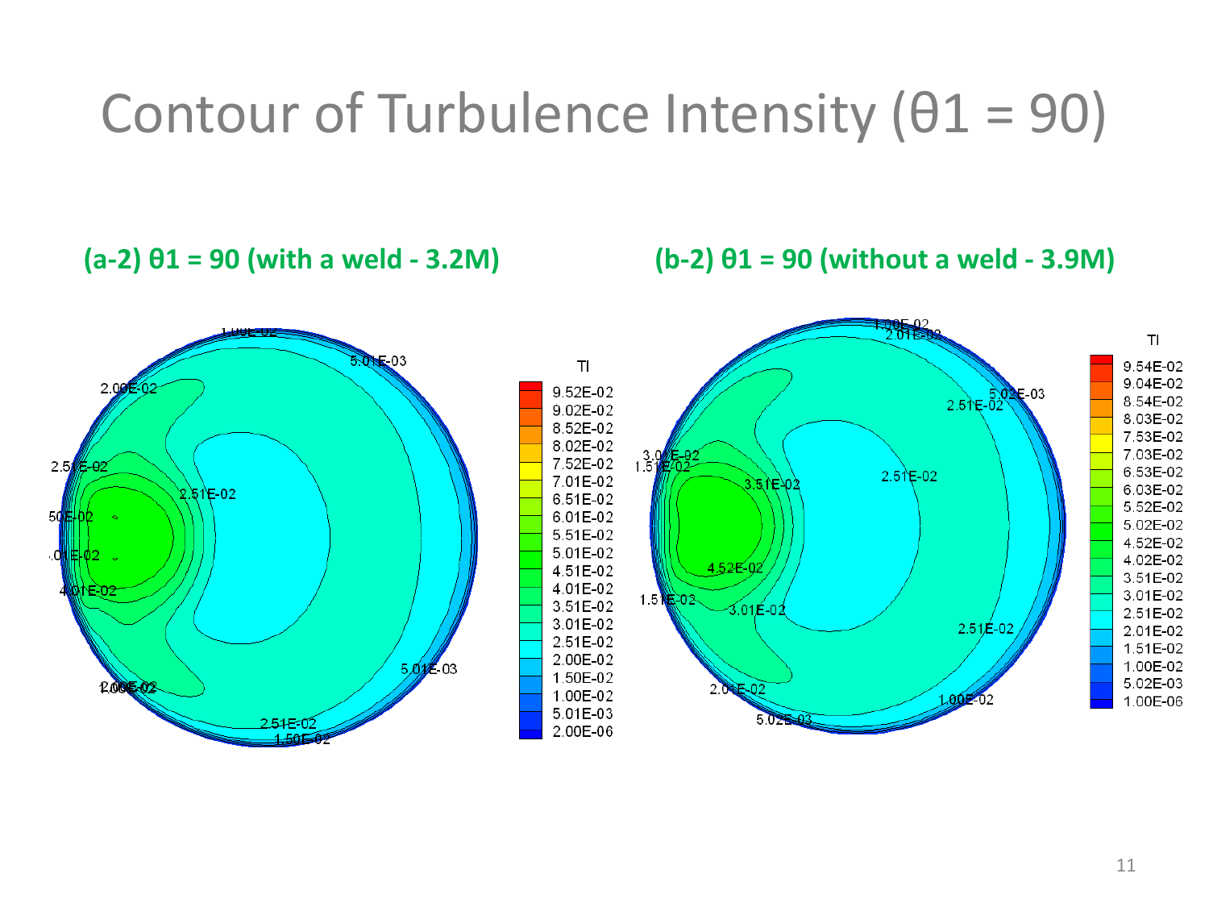# Contour of Turbulence Intensity (θ1 = 90)

**(a-2) θ1 = 90 (with a weld - 3.2M)**

**(b-2) θ1 = 90 (without a weld - 3.9M)**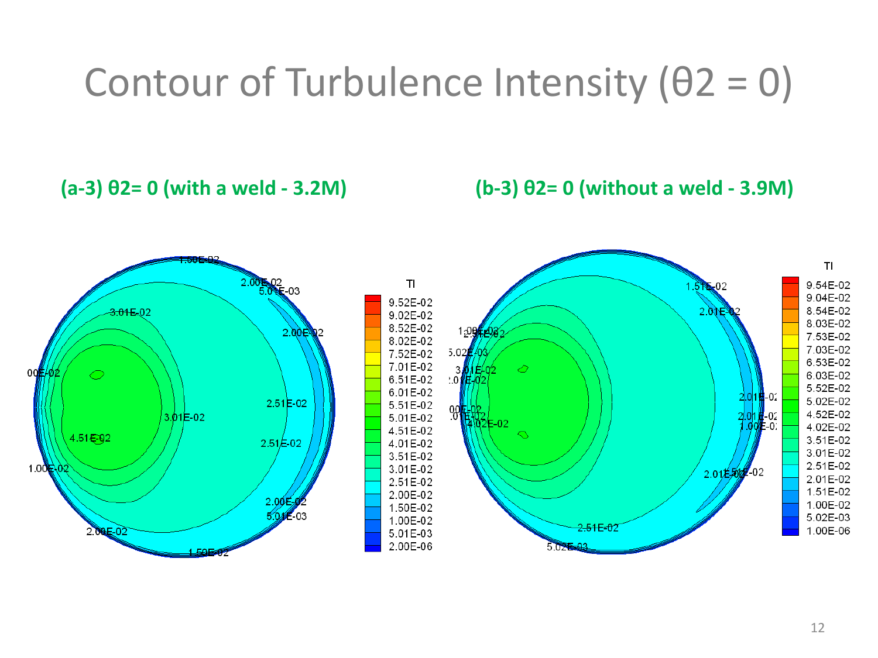# Contour of Turbulence Intensity (θ2 = 0)

**(a-3) θ2= 0 (with a weld - 3.2M)**

**(b-3) θ2= 0 (without a weld - 3.9M)**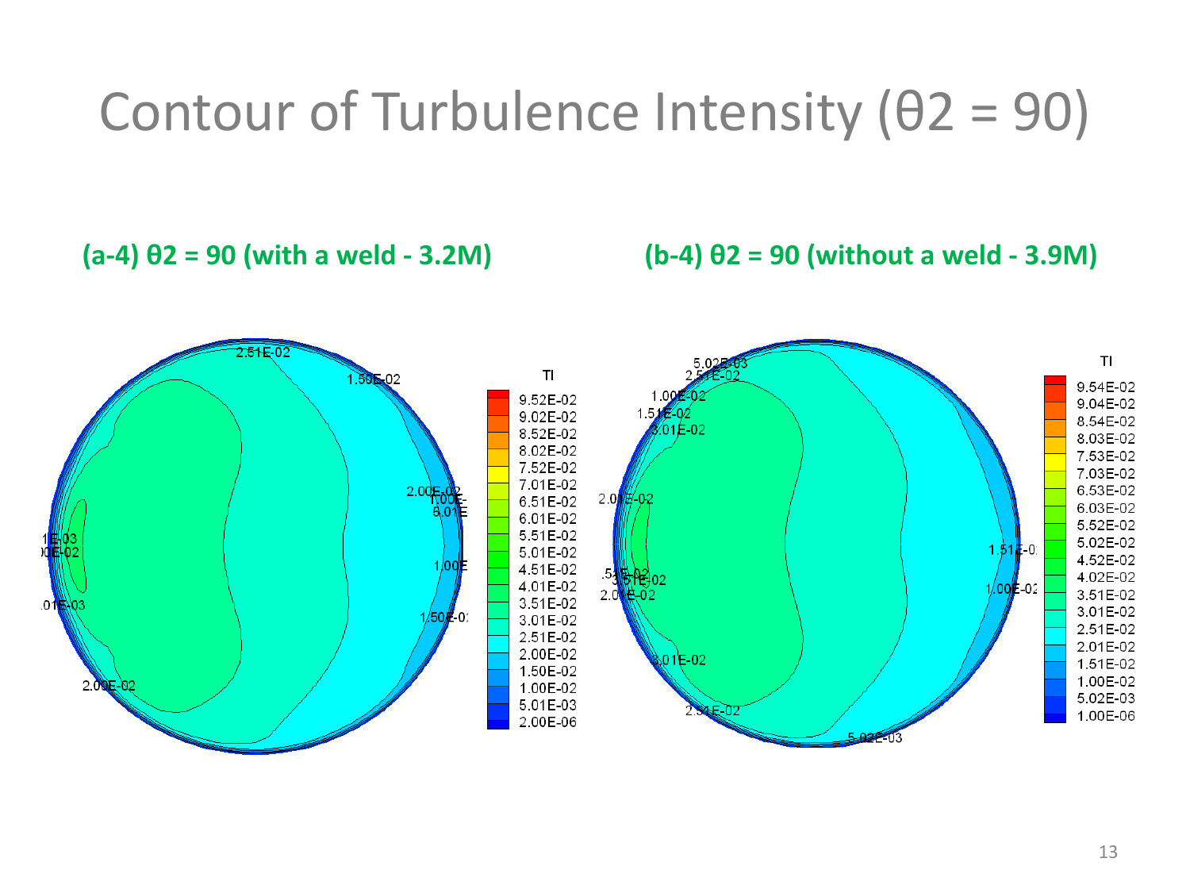# Contour of Turbulence Intensity (θ2 = 90)

**(a-4) θ2 = 90 (with a weld - 3.2M)**

**(b-4) θ2 = 90 (without a weld - 3.9M)**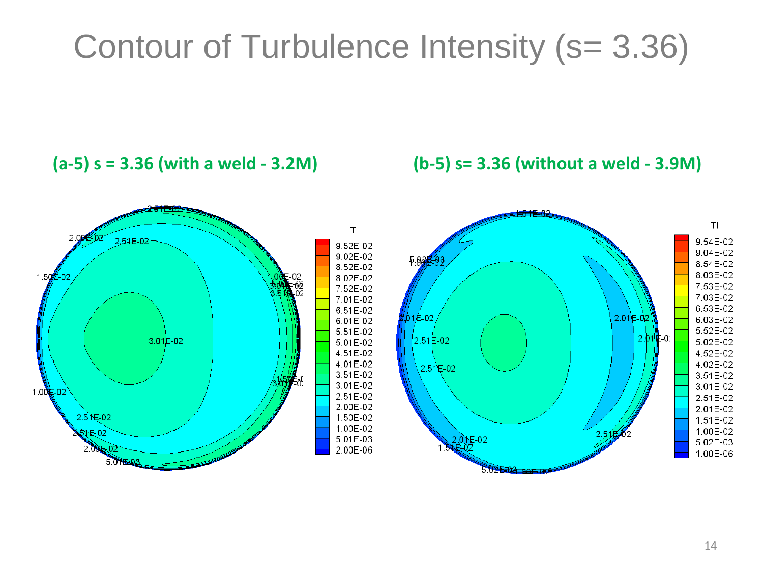# Contour of Turbulence Intensity (s= 3.36)

**(a-5) s = 3.36 (with a weld - 3.2M)**

**(b-5) s= 3.36 (without a weld - 3.9M)**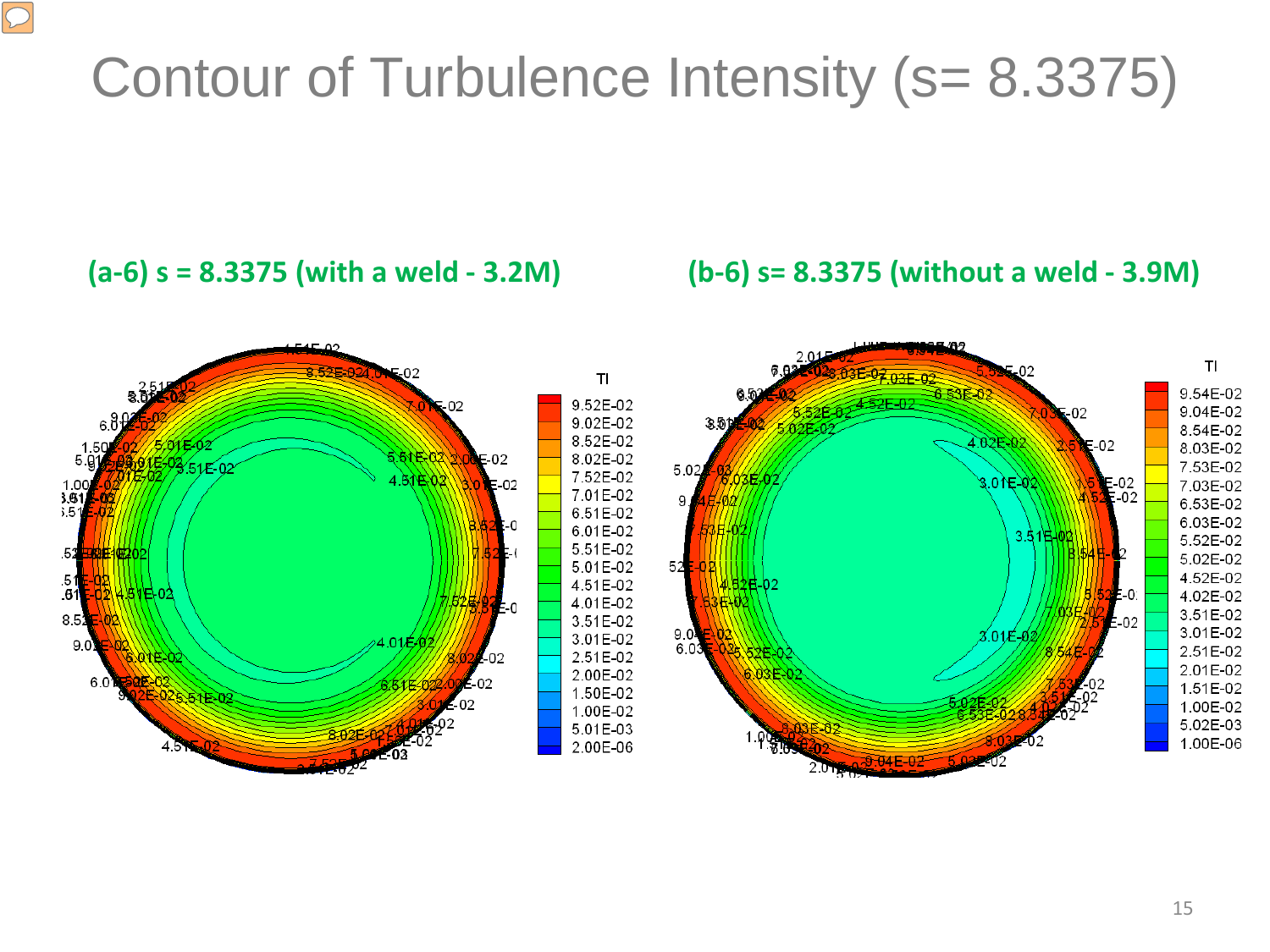# Contour of Turbulence Intensity (s= 8.3375)

**(a-6) s = 8.3375 (with a weld - 3.2M)**

**(b-6) s= 8.3375 (without a weld - 3.9M)**

TI

9.52E-02
9.02E-02
8.52E-02
8.02E-02
7.52E-02
7.01E-02
6.51E-02
6.01E-02
5.51E-02
5.01E-02
4.51E-02
4.01E-02
3.51E-02
3.01E-02
2.51E-02
2.00E-02
1.50E-02
1.00E-02
5.01E-03
2.00E-06

TI

9.54E-02
9.04E-02
8.54E-02
8.03E-02
7.53E-02
7.03E-02
6.53E-02
6.03E-02
5.52E-02
5.02E-02
4.52E-02
4.02E-02
3.51E-02
3.01E-02
2.51E-02
2.01E-02
1.51E-02
1.00E-02
5.02E-03
1.00E-06